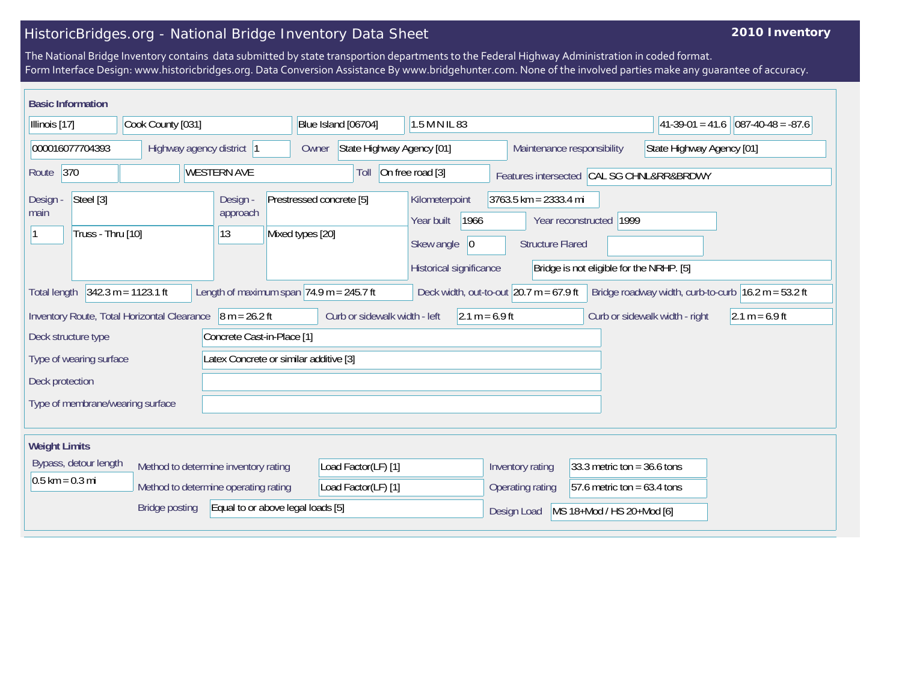# HistoricBridges.org - National Bridge Inventory Data Sheet

**2010 Inventory**

The National Bridge Inventory contains data submitted by state transportion departments to the Federal Highway Administration in coded format.
Form Interface Design: www.historicbridges.org. Data Conversion Assistance By www.bridgehunter.com. None of the involved parties make any guarantee of accuracy.

## Basic Information

| | |
|---|---|
| State | Illinois [17] |
| County | Cook County [031] |
| Place | Blue Island [06704] |
| Location | 1.5 M N IL 83 |
| Latitude | 41-39-01 = 41.6 |
| Longitude | 087-40-48 = -87.6 |
| Structure number | 000016077704393 |
| Highway agency district | 1 |
| Owner | State Highway Agency [01] |
| Maintenance responsibility | State Highway Agency [01] |
| Route | 370 |
| Facility carried | WESTERN AVE |
| Toll | On free road [3] |
| Features intersected | CAL SG CHNL&RR&BRDWY |
| Design - main | Steel [3] |
| Design - main (spans) | 1 |
| Design - main (type) | Truss - Thru [10] |
| Design - approach | Prestressed concrete [5] |
| Design - approach (spans) | 13 |
| Design - approach (type) | Mixed types [20] |
| Kilometerpoint | 3763.5 km = 2333.4 mi |
| Year built | 1966 |
| Year reconstructed | 1999 |
| Skew angle | 0 |
| Structure Flared | |
| Historical significance | Bridge is not eligible for the NRHP. [5] |
| Total length | 342.3 m = 1123.1 ft |
| Length of maximum span | 74.9 m = 245.7 ft |
| Deck width, out-to-out | 20.7 m = 67.9 ft |
| Bridge roadway width, curb-to-curb | 16.2 m = 53.2 ft |
| Inventory Route, Total Horizontal Clearance | 8 m = 26.2 ft |
| Curb or sidewalk width - left | 2.1 m = 6.9 ft |
| Curb or sidewalk width - right | 2.1 m = 6.9 ft |
| Deck structure type | Concrete Cast-in-Place [1] |
| Type of wearing surface | Latex Concrete or similar additive [3] |
| Deck protection | |
| Type of membrane/wearing surface | |

## Weight Limits

| | |
|---|---|
| Bypass, detour length | 0.5 km = 0.3 mi |
| Method to determine inventory rating | Load Factor(LF) [1] |
| Method to determine operating rating | Load Factor(LF) [1] |
| Bridge posting | Equal to or above legal loads [5] |
| Inventory rating | 33.3 metric ton = 36.6 tons |
| Operating rating | 57.6 metric ton = 63.4 tons |
| Design Load | MS 18+Mod / HS 20+Mod [6] |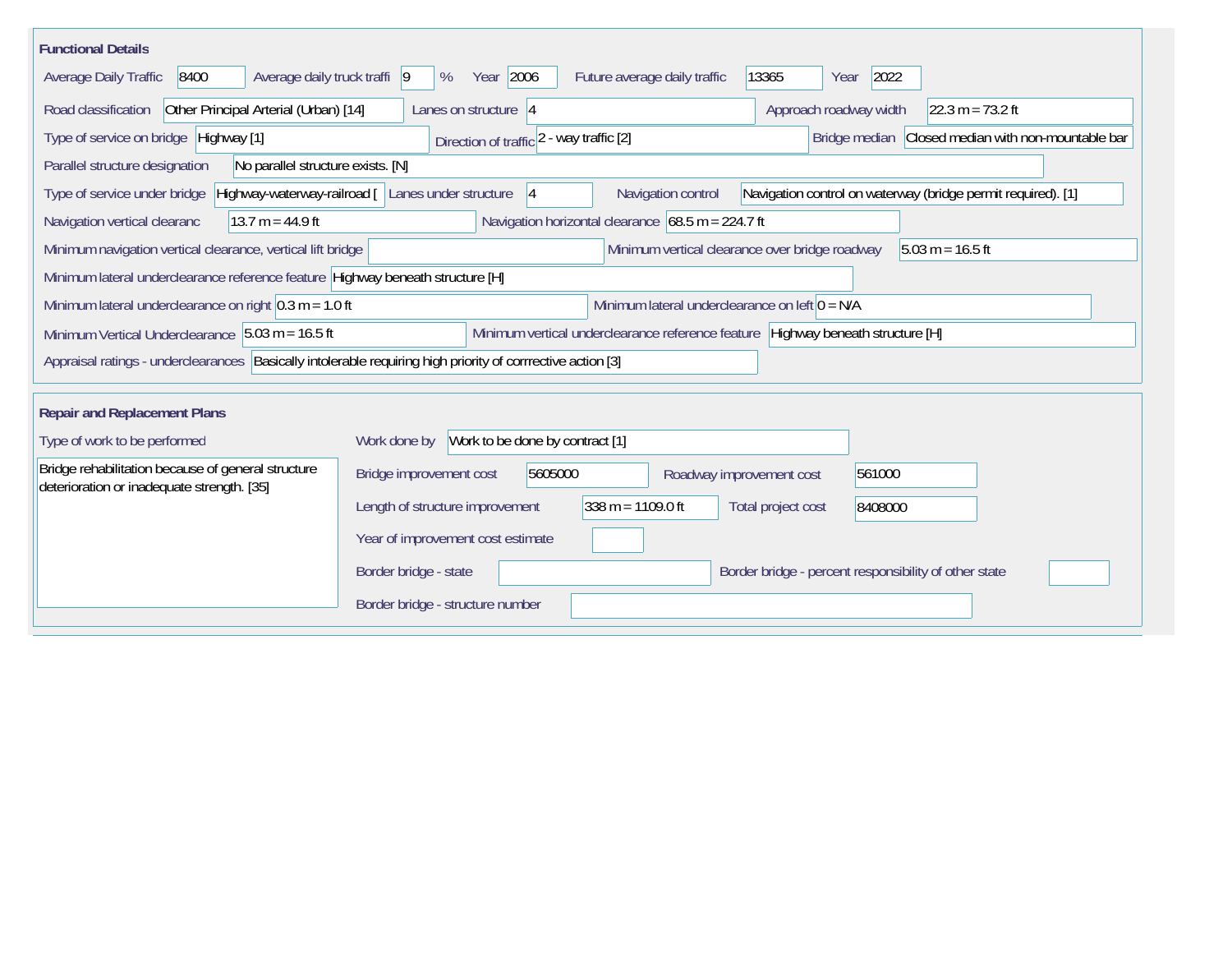## Functional Details

Average Daily Traffic: 8400
Average daily truck traffi: 9 %
Year: 2006
Future average daily traffic: 13365
Year: 2022

Road classification: Other Principal Arterial (Urban) [14]
Lanes on structure: 4
Approach roadway width: 22.3 m = 73.2 ft

Type of service on bridge: Highway [1]
Direction of traffic: 2 - way traffic [2]
Bridge median: Closed median with non-mountable bar

Parallel structure designation: No parallel structure exists. [N]

Type of service under bridge: Highway-waterway-railroad [
Lanes under structure: 4
Navigation control: Navigation control on waterway (bridge permit required). [1]

Navigation vertical clearanc: 13.7 m = 44.9 ft
Navigation horizontal clearance: 68.5 m = 224.7 ft

Minimum navigation vertical clearance, vertical lift bridge:
Minimum vertical clearance over bridge roadway: 5.03 m = 16.5 ft

Minimum lateral underclearance reference feature: Highway beneath structure [H]

Minimum lateral underclearance on right: 0.3 m = 1.0 ft
Minimum lateral underclearance on left: 0 = N/A

Minimum Vertical Underclearance: 5.03 m = 16.5 ft
Minimum vertical underclearance reference feature: Highway beneath structure [H]

Appraisal ratings - underclearances: Basically intolerable requiring high priority of corrrective action [3]

## Repair and Replacement Plans

Type of work to be performed: Bridge rehabilitation because of general structure deterioration or inadequate strength. [35]

Work done by: Work to be done by contract [1]

Bridge improvement cost: 5605000
Roadway improvement cost: 561000

Length of structure improvement: 338 m = 1109.0 ft
Total project cost: 8408000

Year of improvement cost estimate:

Border bridge - state:
Border bridge - percent responsibility of other state:

Border bridge - structure number: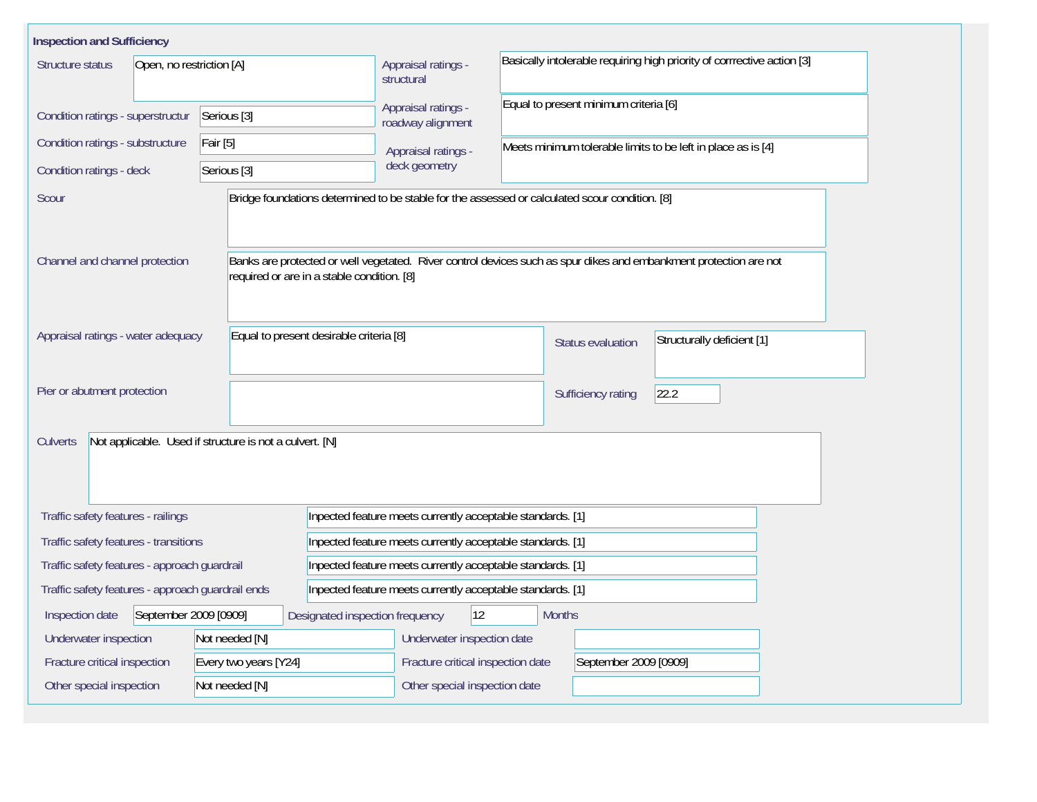## Inspection and Sufficiency

| | |
|---|---|
| Structure status | Open, no restriction [A] |
| Appraisal ratings - structural | Basically intolerable requiring high priority of corrrective action [3] |
| Condition ratings - superstructur | Serious [3] |
| Appraisal ratings - roadway alignment | Equal to present minimum criteria [6] |
| Condition ratings - substructure | Fair [5] |
| Appraisal ratings - deck geometry | Meets minimum tolerable limits to be left in place as is [4] |
| Condition ratings - deck | Serious [3] |
| Scour | Bridge foundations determined to be stable for the assessed or calculated scour condition. [8] |
| Channel and channel protection | Banks are protected or well vegetated.  River control devices such as spur dikes and embankment protection are not required or are in a stable condition. [8] |
| Appraisal ratings - water adequacy | Equal to present desirable criteria [8] |
| Status evaluation | Structurally deficient [1] |
| Pier or abutment protection | |
| Sufficiency rating | 22.2 |
| Culverts | Not applicable.  Used if structure is not a culvert. [N] |
| Traffic safety features - railings | Inpected feature meets currently acceptable standards. [1] |
| Traffic safety features - transitions | Inpected feature meets currently acceptable standards. [1] |
| Traffic safety features - approach guardrail | Inpected feature meets currently acceptable standards. [1] |
| Traffic safety features - approach guardrail ends | Inpected feature meets currently acceptable standards. [1] |
| Inspection date | September 2009 [0909] |
| Designated inspection frequency | 12 Months |
| Underwater inspection | Not needed [N] |
| Underwater inspection date | |
| Fracture critical inspection | Every two years [Y24] |
| Fracture critical inspection date | September 2009 [0909] |
| Other special inspection | Not needed [N] |
| Other special inspection date | |